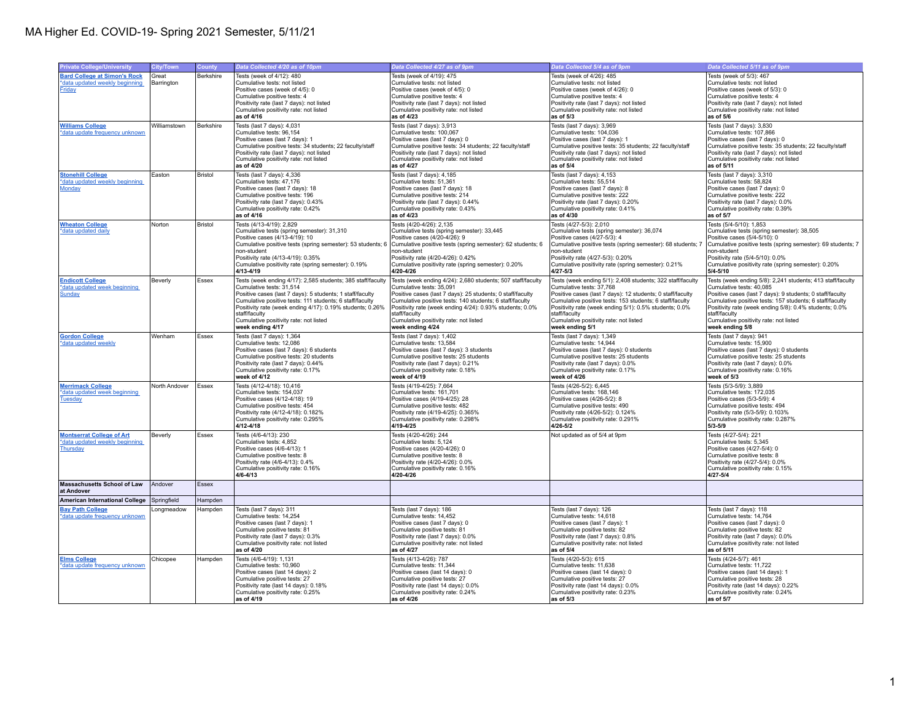# MA Higher Ed. COVID-19- Spring 2021 Semester, 5/11/21

| Private College/University | City/Town | County | Data Collected 4/20 as of 10pm | Data Collected 4/27 as of 9pm | Data Collected 5/4 as of 9pm | Data Collected 5/11 as of 9pm |
|---|---|---|---|---|---|---|
| **Bard College at Simon's Rock** *data updated weekly beginning Friday | Great Barrington | Berkshire | Tests (week of 4/12): 480<br>Cumulative tests: not listed<br>Positive cases (week of 4/5): 0<br>Cumulative positive tests: 4<br>Positivity rate (last 7 days): not listed<br>Cumulative positivity rate: not listed<br>**as of 4/16** | Tests (week of 4/19): 475<br>Cumulative tests: not listed<br>Positive cases (week of 4/5): 0<br>Cumulative positive tests: 4<br>Positivity rate (last 7 days): not listed<br>Cumulative positivity rate: not listed<br>**as of 4/23** | Tests (week of 4/26): 485<br>Cumulative tests: not listed<br>Positive cases (week of 4/5): 0<br>Cumulative positive tests: 4<br>Positivity rate (last 7 days): not listed<br>Cumulative positivity rate: not listed<br>**as of 5/3** | Tests (week of 5/3): 467<br>Cumulative tests: not listed<br>Positive cases (week of 5/3): 0<br>Cumulative positive tests: 4<br>Positivity rate (last 7 days): not listed<br>Cumulative positivity rate: not listed<br>**as of 5/6** |
| **Williams College** *data update frequency unknown | Williamstown | Berkshire | Tests (last 7 days): 4,031<br>Cumulative tests: 96,154<br>Positive cases (last 7 days): 1<br>Cumulative positive tests: 34 students; 22 faculty/staff<br>Positivity rate (last 7 days): not listed<br>Cumulative positivity rate: not listed<br>**as of 4/20** | Tests (last 7 days): 3,913<br>Cumulative tests: 100,067<br>Positive cases (last 7 days): 0<br>Cumulative positive tests: 34 students; 22 faculty/staff<br>Positivity rate (last 7 days): not listed<br>Cumulative positivity rate: not listed<br>**as of 4/27** | Tests (last 7 days): 3,969<br>Cumulative tests: 104,036<br>Positive cases (last 7 days): 1<br>Cumulative positive tests: 35 students; 22 faculty/staff<br>Positivity rate (last 7 days): not listed<br>Cumulative positivity rate: not listed<br>**as of 5/4** | Tests (last 7 days): 3,830<br>Cumulative tests: 107,866<br>Positive cases (last 7 days): 0<br>Cumulative positive tests: 35 students; 22 faculty/staff<br>Positivity rate (last 7 days): not listed<br>Cumulative positivity rate: not listed<br>**as of 5/11** |
| **Stonehill College** *data updated weekly beginning Monday | Easton | Bristol | Tests (last 7 days): 4,336<br>Cumulative tests: 47,176<br>Positive cases (last 7 days): 18<br>Cumulative positive tests: 196<br>Positivity rate (last 7 days): 0.43%<br>Cumulative positivity rate: 0.42%<br>**as of 4/16** | Tests (last 7 days): 4,185<br>Cumulative tests: 51,361<br>Positive cases (last 7 days): 18<br>Cumulative positive tests: 214<br>Positivity rate (last 7 days): 0.44%<br>Cumulative positivity rate: 0.43%<br>**as of 4/23** | Tests (last 7 days): 4,153<br>Cumulative tests: 55,514<br>Positive cases (last 7 days): 8<br>Cumulative positive tests: 222<br>Positivity rate (last 7 days): 0.20%<br>Cumulative positivity rate: 0.41%<br>**as of 4/30** | Tests (last 7 days): 3,310<br>Cumulative tests: 58,824<br>Positive cases (last 7 days): 0<br>Cumulative positive tests: 222<br>Positivity rate (last 7 days): 0.0%<br>Cumulative positivity rate: 0.39%<br>**as of 5/7** |
| **Wheaton College** *data updated daily | Norton | Bristol | Tests (4/13-4/19): 2,829<br>Cumulative tests (spring semester): 31,310<br>Positive cases (4/13-4/19): 10<br>Cumulative positive tests (spring semester): 53 students; 6 non-student<br>Positivity rate (4/13-4/19): 0.35%<br>Cumulative positivity rate (spring semester): 0.19%<br>**4/13-4/19** | Tests (4/20-4/26): 2,135<br>Cumulative tests (spring semester): 33,445<br>Positive cases (4/20-4/26): 9<br>Cumulative positive tests (spring semester): 62 students; 6 non-student<br>Positivity rate (4/20-4/26): 0.42%<br>Cumulative positivity rate (spring semester): 0.20%<br>**4/20-4/26** | Tests (4/27-5/3): 2,010<br>Cumulative tests (spring semester): 36,074<br>Positive cases (4/27-5/3): 4<br>Cumulative positive tests (spring semester): 68 students; 7 non-student<br>Positivity rate (4/27-5/3): 0.20%<br>Cumulative positivity rate (spring semester): 0.21%<br>**4/27-5/3** | Tests (5/4-5/10): 1,853<br>Cumulative tests (spring semester): 38,505<br>Positive cases (5/4-5/10): 0<br>Cumulative positive tests (spring semester): 69 students; 7 non-student<br>Positivity rate (5/4-5/10): 0.0%<br>Cumulative positivity rate (spring semester): 0.20%<br>**5/4-5/10** |
| **Endicott College** *data updated week beginning Sunday | Beverly | Essex | Tests (week ending 4/17): 2,585 students; 385 staff/faculty<br>Cumulative tests: 31,514<br>Positive cases (last 7 days): 5 students; 1 staff/faculty<br>Cumulative positive tests: 111 students; 6 staff/faculty<br>Positivity rate (week ending 4/17): 0.19% students; 0.26% staff/faculty<br>Cumulative positivity rate: not listed<br>**week ending 4/17** | Tests (week ending 4/24): 2,680 students; 507 staff/faculty<br>Cumulative tests: 35,091<br>Positive cases (last 7 days): 25 students; 0 staff/faculty<br>Cumulative positive tests: 140 students; 6 staff/faculty<br>Positivity rate (week ending 4/24): 0.93% students; 0.0% staff/faculty<br>Cumulative positivity rate: not listed<br>**week ending 4/24** | Tests (week ending 5/1): 2,408 students; 322 staff/faculty<br>Cumulative tests: 37,768<br>Positive cases (last 7 days): 12 students; 0 staff/faculty<br>Cumulative positive tests: 153 students; 6 staff/faculty<br>Positivity rate (week ending 5/1): 0.5% students; 0.0% staff/faculty<br>Cumulative positivity rate: not listed<br>**week ending 5/1** | Tests (week ending 5/8): 2,241 students; 413 staff/faculty<br>Cumulative tests: 40,085<br>Positive cases (last 7 days): 9 students; 0 staff/faculty<br>Cumulative positive tests: 157 students; 6 staff/faculty<br>Positivity rate (week ending 5/8): 0.4% students; 0.0% staff/faculty<br>Cumulative positivity rate: not listed<br>**week ending 5/8** |
| **Gordon College** *data updated weekly | Wenham | Essex | Tests (last 7 days): 1,364<br>Cumulative tests: 12,086<br>Positive cases (last 7 days): 6 students<br>Cumulative positive tests: 20 students<br>Positivity rate (last 7 days): 0.44%<br>Cumulative positivity rate: 0.17%<br>**week of 4/12** | Tests (last 7 days): 1,402<br>Cumulative tests: 13,584<br>Positive cases (last 7 days): 3 students<br>Cumulative positive tests: 25 students<br>Positivity rate (last 7 days): 0.21%<br>Cumulative positivity rate: 0.18%<br>**week of 4/19** | Tests (last 7 days): 1,349<br>Cumulative tests: 14,944<br>Positive cases (last 7 days): 0 students<br>Cumulative positive tests: 25 students<br>Positivity rate (last 7 days): 0.0%<br>Cumulative positivity rate: 0.17%<br>**week of 4/26** | Tests (last 7 days): 941<br>Cumulative tests: 15,900<br>Positive cases (last 7 days): 0 students<br>Cumulative positive tests: 25 students<br>Positivity rate (last 7 days): 0.0%<br>Cumulative positivity rate: 0.16%<br>**week of 5/3** |
| **Merrimack College** *data updated week beginning Tuesday | North Andover | Essex | Tests (4/12-4/18): 10,416<br>Cumulative tests: 154,037<br>Positive cases (4/12-4/18): 19<br>Cumulative positive tests: 454<br>Positivity rate (4/12-4/18): 0.182%<br>Cumulative positivity rate: 0.295%<br>**4/12-4/18** | Tests (4/19-4/25): 7,664<br>Cumulative tests: 161,701<br>Positive cases (4/19-4/25): 28<br>Cumulative positive tests: 482<br>Positivity rate (4/19-4/25): 0.365%<br>Cumulative positivity rate: 0.298%<br>**4/19-4/25** | Tests (4/26-5/2): 6,445<br>Cumulative tests: 168,146<br>Positive cases (4/26-5/2): 8<br>Cumulative positive tests: 490<br>Positivity rate (4/26-5/2): 0.124%<br>Cumulative positivity rate: 0.291%<br>**4/26-5/2** | Tests (5/3-5/9): 3,889<br>Cumulative tests: 172,035<br>Positive cases (5/3-5/9): 4<br>Cumulative positive tests: 494<br>Positivity rate (5/3-5/9): 0.103%<br>Cumulative positivity rate: 0.287%<br>**5/3-5/9** |
| **Montserrat College of Art** *data updated weekly beginning Thursday | Beverly | Essex | Tests (4/6-4/13): 230<br>Cumulative tests: 4,852<br>Positive cases (4/6-4/13): 1<br>Cumulative positive tests: 8<br>Positivity rate (4/6-4/13): 0.4%<br>Cumulative positivity rate: 0.16%<br>**4/6-4/13** | Tests (4/20-4/26): 244<br>Cumulative tests: 5,124<br>Positive cases (4/20-4/26): 0<br>Cumulative positive tests: 8<br>Positivity rate (4/20-4/26): 0.0%<br>Cumulative positivity rate: 0.16%<br>**4/20-4/26** | Not updated as of 5/4 at 9pm | Tests (4/27-5/4): 221<br>Cumulative tests: 5,345<br>Positive cases (4/27-5/4): 0<br>Cumulative positive tests: 8<br>Positivity rate (4/27-5/4): 0.0%<br>Cumulative positivity rate: 0.15%<br>**4/27-5/4** |
| **Massachusetts School of Law at Andover** | Andover | Essex | | | | |
| **American International College** | Springfield | Hampden | | | | |
| **Bay Path College** *data update frequency unknown | Longmeadow | Hampden | Tests (last 7 days): 311<br>Cumulative tests: 14,254<br>Positive cases (last 7 days): 1<br>Cumulative positive tests: 81<br>Positivity rate (last 7 days): 0.3%<br>Cumulative positivity rate: not listed<br>**as of 4/20** | Tests (last 7 days): 186<br>Cumulative tests: 14,452<br>Positive cases (last 7 days): 0<br>Cumulative positive tests: 81<br>Positivity rate (last 7 days): 0.0%<br>Cumulative positivity rate: not listed<br>**as of 4/27** | Tests (last 7 days): 126<br>Cumulative tests: 14,618<br>Positive cases (last 7 days): 1<br>Cumulative positive tests: 82<br>Positivity rate (last 7 days): 0.8%<br>Cumulative positivity rate: not listed<br>**as of 5/4** | Tests (last 7 days): 118<br>Cumulative tests: 14,764<br>Positive cases (last 7 days): 0<br>Cumulative positive tests: 82<br>Positivity rate (last 7 days): 0.0%<br>Cumulative positivity rate: not listed<br>**as of 5/11** |
| **Elms College** *data update frequency unknown | Chicopee | Hampden | Tests (4/6-4/19): 1,131<br>Cumulative tests: 10,960<br>Positive cases (last 14 days): 2<br>Cumulative positive tests: 27<br>Positivity rate (last 14 days): 0.18%<br>Cumulative positivity rate: 0.25%<br>**as of 4/19** | Tests (4/13-4/26): 787<br>Cumulative tests: 11,344<br>Positive cases (last 14 days): 0<br>Cumulative positive tests: 27<br>Positivity rate (last 14 days): 0.0%<br>Cumulative positivity rate: 0.24%<br>**as of 4/26** | Tests (4/20-5/3): 615<br>Cumulative tests: 11,638<br>Positive cases (last 14 days): 0<br>Cumulative positive tests: 27<br>Positivity rate (last 14 days): 0.0%<br>Cumulative positivity rate: 0.23%<br>**as of 5/3** | Tests (4/24-5/7): 461<br>Cumulative tests: 11,722<br>Positive cases (last 14 days): 1<br>Cumulative positive tests: 28<br>Positivity rate (last 14 days): 0.22%<br>Cumulative positivity rate: 0.24%<br>**as of 5/7** |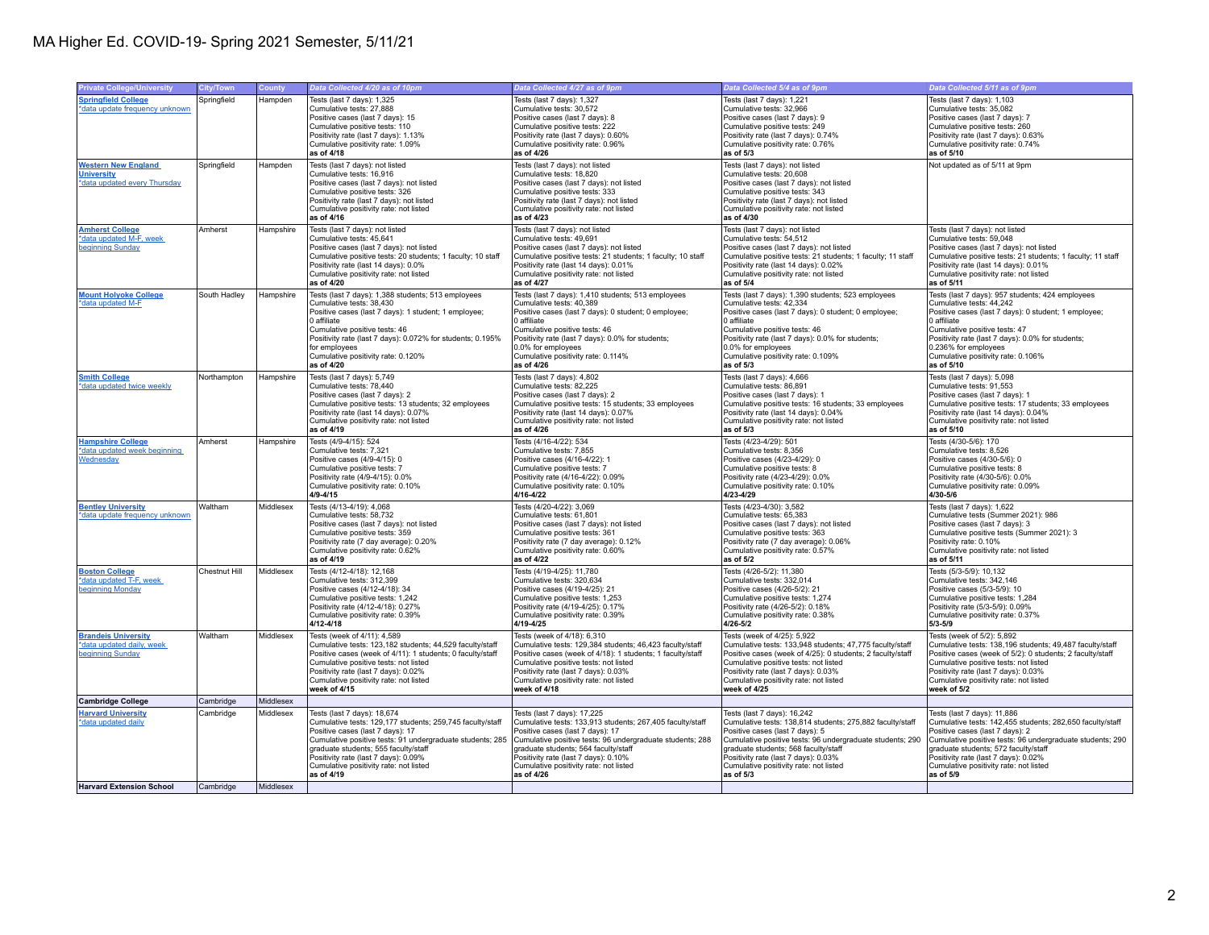# MA Higher Ed. COVID-19- Spring 2021 Semester, 5/11/21

| Private College/University | City/Town | County | Data Collected 4/20 as of 10pm | Data Collected 4/27 as of 9pm | Data Collected 5/4 as of 9pm | Data Collected 5/11 as of 9pm |
|---|---|---|---|---|---|---|
| **Springfield College**<br>*data update frequency unknown | Springfield | Hampden | Tests (last 7 days): 1,325<br>Cumulative tests: 27,888<br>Positive cases (last 7 days): 15<br>Cumulative positive tests: 110<br>Positivity rate (last 7 days): 1.13%<br>Cumulative positivity rate: 1.09%<br>**as of 4/18** | Tests (last 7 days): 1,327<br>Cumulative tests: 30,572<br>Positive cases (last 7 days): 8<br>Cumulative positive tests: 222<br>Positivity rate (last 7 days): 0.60%<br>Cumulative positivity rate: 0.96%<br>**as of 4/26** | Tests (last 7 days): 1,221<br>Cumulative tests: 32,966<br>Positive cases (last 7 days): 9<br>Cumulative positive tests: 249<br>Positivity rate (last 7 days): 0.74%<br>Cumulative positivity rate: 0.76%<br>**as of 5/3** | Tests (last 7 days): 1,103<br>Cumulative tests: 35,082<br>Positive cases (last 7 days): 7<br>Cumulative positive tests: 260<br>Positivity rate (last 7 days): 0.63%<br>Cumulative positivity rate: 0.74%<br>**as of 5/10** |
| **Western New England University**<br>*data updated every Thursday | Springfield | Hampden | Tests (last 7 days): not listed<br>Cumulative tests: 16,916<br>Positive cases (last 7 days): not listed<br>Cumulative positive tests: 326<br>Positivity rate (last 7 days): not listed<br>Cumulative positivity rate: not listed<br>**as of 4/16** | Tests (last 7 days): not listed<br>Cumulative tests: 18,820<br>Positive cases (last 7 days): not listed<br>Cumulative positive tests: 333<br>Positivity rate (last 7 days): not listed<br>Cumulative positivity rate: not listed<br>**as of 4/23** | Tests (last 7 days): not listed<br>Cumulative tests: 20,608<br>Positive cases (last 7 days): not listed<br>Cumulative positive tests: 343<br>Positivity rate (last 7 days): not listed<br>Cumulative positivity rate: not listed<br>**as of 4/30** | Not updated as of 5/11 at 9pm |
| **Amherst College**<br>*data updated M-F, week beginning Sunday | Amherst | Hampshire | Tests (last 7 days): not listed<br>Cumulative tests: 45,641<br>Positive cases (last 7 days): not listed<br>Cumulative positive tests: 20 students; 1 faculty; 10 staff<br>Positivity rate (last 14 days): 0.0%<br>Cumulative positivity rate: not listed<br>**as of 4/20** | Tests (last 7 days): not listed<br>Cumulative tests: 49,691<br>Positive cases (last 7 days): not listed<br>Cumulative positive tests: 21 students; 1 faculty; 10 staff<br>Positivity rate (last 14 days): 0.01%<br>Cumulative positivity rate: not listed<br>**as of 4/27** | Tests (last 7 days): not listed<br>Cumulative tests: 54,512<br>Positive cases (last 7 days): not listed<br>Cumulative positive tests: 21 students; 1 faculty; 11 staff<br>Positivity rate (last 14 days): 0.02%<br>Cumulative positivity rate: not listed<br>**as of 5/4** | Tests (last 7 days): not listed<br>Cumulative tests: 59,048<br>Positive cases (last 7 days): not listed<br>Cumulative positive tests: 21 students; 1 faculty; 11 staff<br>Positivity rate (last 14 days): 0.01%<br>Cumulative positivity rate: not listed<br>**as of 5/11** |
| **Mount Holyoke College**<br>*data updated M-F | South Hadley | Hampshire | Tests (last 7 days): 1,388 students; 513 employees<br>Cumulative tests: 38,430<br>Positive cases (last 7 days): 1 student; 1 employee; 0 affiliate<br>Cumulative positive tests: 46<br>Positivity rate (last 7 days): 0.072% for students; 0.195% for employees<br>Cumulative positivity rate: 0.120%<br>**as of 4/20** | Tests (last 7 days): 1,410 students; 513 employees<br>Cumulative tests: 40,389<br>Positive cases (last 7 days): 0 student; 0 employee; 0 affiliate<br>Cumulative positive tests: 46<br>Positivity rate (last 7 days): 0.0% for students; 0.0% for employees<br>Cumulative positivity rate: 0.114%<br>**as of 4/26** | Tests (last 7 days): 1,390 students; 523 employees<br>Cumulative tests: 42,334<br>Positive cases (last 7 days): 0 student; 0 employee; 0 affiliate<br>Cumulative positive tests: 46<br>Positivity rate (last 7 days): 0.0% for students; 0.0% for employees<br>Cumulative positivity rate: 0.109%<br>**as of 5/3** | Tests (last 7 days): 957 students; 424 employees<br>Cumulative tests: 44,242<br>Positive cases (last 7 days): 0 student; 1 employee; 0 affiliate<br>Cumulative positive tests: 47<br>Positivity rate (last 7 days): 0.0% for students; 0.236% for employees<br>Cumulative positivity rate: 0.106%<br>**as of 5/10** |
| **Smith College**<br>*data updated twice weekly | Northampton | Hampshire | Tests (last 7 days): 5,749<br>Cumulative tests: 78,440<br>Positive cases (last 7 days): 2<br>Cumulative positive tests: 13 students; 32 employees<br>Positivity rate (last 14 days): 0.07%<br>Cumulative positivity rate: not listed<br>**as of 4/19** | Tests (last 7 days): 4,802<br>Cumulative tests: 82,225<br>Positive cases (last 7 days): 2<br>Cumulative positive tests: 15 students; 33 employees<br>Positivity rate (last 14 days): 0.07%<br>Cumulative positivity rate: not listed<br>**as of 4/26** | Tests (last 7 days): 4,666<br>Cumulative tests: 86,891<br>Positive cases (last 7 days): 1<br>Cumulative positive tests: 16 students; 33 employees<br>Positivity rate (last 14 days): 0.04%<br>Cumulative positivity rate: not listed<br>**as of 5/3** | Tests (last 7 days): 5,098<br>Cumulative tests: 91,553<br>Positive cases (last 7 days): 1<br>Cumulative positive tests: 17 students; 33 employees<br>Positivity rate (last 14 days): 0.04%<br>Cumulative positivity rate: not listed<br>**as of 5/10** |
| **Hampshire College**<br>*data updated week beginning Wednesday | Amherst | Hampshire | Tests (4/9-4/15): 524<br>Cumulative tests: 7,321<br>Positive cases (4/9-4/15): 0<br>Cumulative positive tests: 7<br>Positivity rate (4/9-4/15): 0.0%<br>Cumulative positivity rate: 0.10%<br>**4/9-4/15** | Tests (4/16-4/22): 534<br>Cumulative tests: 7,855<br>Positive cases (4/16-4/22): 1<br>Cumulative positive tests: 7<br>Positivity rate (4/16-4/22): 0.09%<br>Cumulative positivity rate: 0.10%<br>**4/16-4/22** | Tests (4/23-4/29): 501<br>Cumulative tests: 8,356<br>Positive cases (4/23-4/29): 0<br>Cumulative positive tests: 8<br>Positivity rate (4/23-4/29): 0.0%<br>Cumulative positivity rate: 0.10%<br>**4/23-4/29** | Tests (4/30-5/6): 170<br>Cumulative tests: 8,526<br>Positive cases (4/30-5/6): 0<br>Cumulative positive tests: 8<br>Positivity rate (4/30-5/6): 0.0%<br>Cumulative positivity rate: 0.09%<br>**4/30-5/6** |
| **Bentley University**<br>*data update frequency unknown | Waltham | Middlesex | Tests (4/13-4/19): 4,068<br>Cumulative tests: 58,732<br>Positive cases (last 7 days): not listed<br>Cumulative positive tests: 359<br>Positivity rate (7 day average): 0.20%<br>Cumulative positivity rate: 0.62%<br>**as of 4/19** | Tests (4/20-4/22): 3,069<br>Cumulative tests: 61,801<br>Positive cases (last 7 days): not listed<br>Cumulative positive tests: 361<br>Positivity rate (7 day average): 0.12%<br>Cumulative positivity rate: 0.60%<br>**as of 4/22** | Tests (4/23-4/30): 3,582<br>Cumulative tests: 65,383<br>Positive cases (last 7 days): not listed<br>Cumulative positive tests: 363<br>Positivity rate (7 day average): 0.06%<br>Cumulative positivity rate: 0.57%<br>**as of 5/2** | Tests (last 7 days): 1,622<br>Cumulative tests (Summer 2021): 986<br>Positive cases (last 7 days): 3<br>Cumulative positive tests (Summer 2021): 3<br>Positivity rate: 0.10%<br>Cumulative positivity rate: not listed<br>**as of 5/11** |
| **Boston College**<br>*data updated T-F, week beginning Monday | Chestnut Hill | Middlesex | Tests (4/12-4/18): 12,168<br>Cumulative tests: 312,399<br>Positive cases (4/12-4/18): 34<br>Cumulative positive tests: 1,242<br>Positivity rate (4/12-4/18): 0.27%<br>Cumulative positivity rate: 0.39%<br>**4/12-4/18** | Tests (4/19-4/25): 11,780<br>Cumulative tests: 320,634<br>Positive cases (4/19-4/25): 21<br>Cumulative positive tests: 1,253<br>Positivity rate (4/19-4/25): 0.17%<br>Cumulative positivity rate: 0.39%<br>**4/19-4/25** | Tests (4/26-5/2): 11,380<br>Cumulative tests: 332,014<br>Positive cases (4/26-5/2): 21<br>Cumulative positive tests: 1,274<br>Positivity rate (4/26-5/2): 0.18%<br>Cumulative positivity rate: 0.38%<br>**4/26-5/2** | Tests (5/3-5/9): 10,132<br>Cumulative tests: 342,146<br>Positive cases (5/3-5/9): 10<br>Cumulative positive tests: 1,284<br>Positivity rate (5/3-5/9): 0.09%<br>Cumulative positivity rate: 0.37%<br>**5/3-5/9** |
| **Brandeis University**<br>*data updated daily, week beginning Sunday | Waltham | Middlesex | Tests (week of 4/11): 4,589<br>Cumulative tests: 123,182 students; 44,529 faculty/staff<br>Positive cases (week of 4/11): 1 students; 0 faculty/staff<br>Cumulative positive tests: not listed<br>Positivity rate (last 7 days): 0.02%<br>Cumulative positivity rate: not listed<br>**week of 4/15** | Tests (week of 4/18): 6,310<br>Cumulative tests: 129,384 students; 46,423 faculty/staff<br>Positive cases (week of 4/18): 1 students; 1 faculty/staff<br>Cumulative positive tests: not listed<br>Positivity rate (last 7 days): 0.03%<br>Cumulative positivity rate: not listed<br>**week of 4/18** | Tests (week of 4/25): 5,922<br>Cumulative tests: 133,948 students; 47,775 faculty/staff<br>Positive cases (week of 4/25): 0 students; 2 faculty/staff<br>Cumulative positive tests: not listed<br>Positivity rate (last 7 days): 0.03%<br>Cumulative positivity rate: not listed<br>**week of 4/25** | Tests (week of 5/2): 5,892<br>Cumulative tests: 138,196 students; 49,487 faculty/staff<br>Positive cases (week of 5/2): 0 students; 2 faculty/staff<br>Cumulative positive tests: not listed<br>Positivity rate (last 7 days): 0.03%<br>Cumulative positivity rate: not listed<br>**week of 5/2** |
| **Cambridge College** | Cambridge | Middlesex | | | | |
| **Harvard University**<br>*data updated daily | Cambridge | Middlesex | Tests (last 7 days): 18,674<br>Cumulative tests: 129,177 students; 259,745 faculty/staff<br>Positive cases (last 7 days): 17<br>Cumulative positive tests: 91 undergraduate students; 285 graduate students; 555 faculty/staff<br>Positivity rate (last 7 days): 0.09%<br>Cumulative positivity rate: not listed<br>**as of 4/19** | Tests (last 7 days): 17,225<br>Cumulative tests: 133,913 students; 267,405 faculty/staff<br>Positive cases (last 7 days): 17<br>Cumulative positive tests: 96 undergraduate students; 288 graduate students; 564 faculty/staff<br>Positivity rate (last 7 days): 0.10%<br>Cumulative positivity rate: not listed<br>**as of 4/26** | Tests (last 7 days): 16,242<br>Cumulative tests: 138,814 students; 275,882 faculty/staff<br>Positive cases (last 7 days): 5<br>Cumulative positive tests: 96 undergraduate students; 290 graduate students; 568 faculty/staff<br>Positivity rate (last 7 days): 0.03%<br>Cumulative positivity rate: not listed<br>**as of 5/3** | Tests (last 7 days): 11,886<br>Cumulative tests: 142,455 students; 282,650 faculty/staff<br>Positive cases (last 7 days): 2<br>Cumulative positive tests: 96 undergraduate students; 290 graduate students; 572 faculty/staff<br>Positivity rate (last 7 days): 0.02%<br>Cumulative positivity rate: not listed<br>**as of 5/9** |
| **Harvard Extension School** | Cambridge | Middlesex | | | | |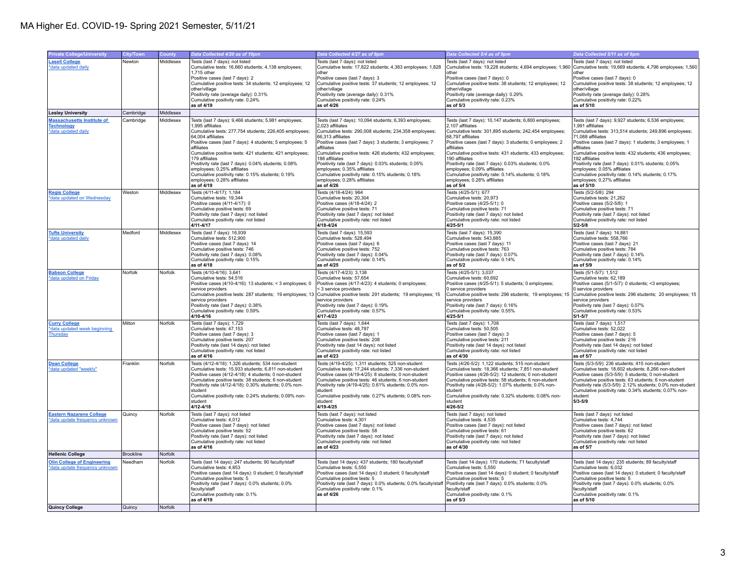# MA Higher Ed. COVID-19- Spring 2021 Semester, 5/11/21

| Private College/University | City/Town | County | Data Collected 4/20 as of 10pm | Data Collected 4/27 as of 9pm | Data Collected 5/4 as of 9pm | Data Collected 5/11 as of 9pm |
|---|---|---|---|---|---|---|
| Lasell College *data updated daily | Newton | Middlesex | Tests (last 7 days): not listed<br>Cumulative tests: 16,660 students; 4,138 employees; 1,715 other<br>Positive cases (last 7 days): 2<br>Cumulative positive tests: 34 students; 12 employees; 12 other/village<br>Positivity rate (average daily): 0.31%<br>Cumulative positivity rate: 0.24%<br>**as of 4/19** | Tests (last 7 days): not listed<br>Cumulative tests: 17,822 students; 4,383 employees; 1,828 other<br>Positive cases (last 7 days): 3<br>Cumulative positive tests: 37 students; 12 employees; 12 other/village<br>Positivity rate (average daily): 0.31%<br>Cumulative positivity rate: 0.24%<br>**as of 4/26** | Tests (last 7 days): not listed<br>Cumulative tests: 19,228 students; 4,694 employees; 1,960 other<br>Positive cases (last 7 days): 0<br>Cumulative positive tests: 38 students; 12 employees; 12 other/village<br>Positivity rate (average daily): 0.29%<br>Cumulative positivity rate: 0.23%<br>**as of 5/3** | Tests (last 7 days): not listed<br>Cumulative tests: 19,669 students; 4,796 employees; 1,560 other<br>Positive cases (last 7 days): 0<br>Cumulative positive tests: 38 students; 12 employees; 12 other/village<br>Positivity rate (average daily): 0.28%<br>Cumulative positivity rate: 0.22%<br>**as of 5/10** |
| **Lesley University** | Cambridge | Middlesex | | | | |
| Massachusetts Institute of Technology *data updated daily | Cambridge | Middlesex | Tests (last 7 days): 9,466 students; 5,981 employees; 1,995 affiliates<br>Cumulative tests: 277,754 students; 226,405 employees; 64,004 affiliates<br>Positive cases (last 7 days): 4 students; 5 employees; 5 affiliates<br>Cumulative positive tests: 421 students; 421 employees; 179 affiliates<br>Positivity rate (last 7 days): 0.04% students; 0.08% employees; 0.25% affiliates<br>Cumulative positivity rate: 0.15% students; 0.19% employees; 0.28% affiliates<br>**as of 4/19** | Tests (last 7 days): 10,094 students; 6,393 employees; 2,023 affiliates<br>Cumulative tests: 290,008 students; 234,358 employees; 66,313 affiliates<br>Positive cases (last 7 days): 3 students; 3 employees; 7 affiliates<br>Cumulative positive tests: 426 students; 432 employees; 188 affiliates<br>Positivity rate (last 7 days): 0.03% students; 0.05% employees; 0.35% affiliates<br>Cumulative positivity rate: 0.15% students; 0.18% employees; 0.28% affiliates<br>**as of 4/26** | Tests (last 7 days): 10,147 students; 6,800 employees; 2,107 affiliates<br>Cumulative tests: 301,895 students; 242,454 employees; 68,797 affiliates<br>Positive cases (last 7 days): 3 students; 0 employees; 2 affiliates<br>Cumulative positive tests: 431 students; 433 employees; 190 affiliates<br>Positivity rate (last 7 days): 0.03% students; 0.0% employees; 0.09% affiliates<br>Cumulative positivity rate: 0.14% students; 0.18% employees; 0.28% affiliates<br>**as of 5/4** | Tests (last 7 days): 9,927 students; 6,536 employees; 1,991 affiliates<br>Cumulative tests: 313,514 students; 249,896 employees; 71,088 affiliates<br>Positive cases (last 7 days): 1 students; 3 employees; 1 affiliates<br>Cumulative positive tests: 432 students; 436 employees; 192 affiliates<br>Positivity rate (last 7 days): 0.01% students; 0.05% employees; 0.05% affiliates<br>Cumulative positivity rate: 0.14% students; 0.17% employees; 0.27% affiliates<br>**as of 5/10** |
| Regis College *data updated on Wednesday | Weston | Middlesex | Tests (4/11-4/17): 1,184<br>Cumulative tests: 19,344<br>Positive cases (4/11-4/17): 0<br>Cumulative positive tests: 69<br>Positivity rate (last 7 days): not listed<br>Cumulative positivity rate: not listed<br>**4/11-4/17** | Tests (4/18-4/24): 964<br>Cumulative tests: 20,304<br>Positive cases (4/18-4/24): 2<br>Cumulative positive tests: 71<br>Positivity rate (last 7 days): not listed<br>Cumulative positivity rate: not listed<br>**4/18-4/24** | Tests (4/25-5/1): 677<br>Cumulative tests: 20,973<br>Positive cases (4/25-5/1): 0<br>Cumulative positive tests: 71<br>Positivity rate (last 7 days): not listed<br>Cumulative positivity rate: not listed<br>**4/25-5/1** | Tests (5/2-5/8): 294<br>Cumulative tests: 21,262<br>Positive cases (5/2-5/8): 1<br>Cumulative positive tests: 71<br>Positivity rate (last 7 days): not listed<br>Cumulative positivity rate: not listed<br>**5/2-5/8** |
| Tufts University *data updated daily | Medford | Middlesex | Tests (last 7 days): 16,939<br>Cumulative tests: 512,900<br>Positive cases (last 7 days): 14<br>Cumulative positive tests: 746<br>Positivity rate (last 7 days): 0.08%<br>Cumulative positivity rate: 0.15%<br>**as of 4/18** | Tests (last 7 days): 15,593<br>Cumulative tests: 528,494<br>Positive cases (last 7 days): 6<br>Cumulative positive tests: 752<br>Positivity rate (last 7 days): 0.04%<br>Cumulative positivity rate: 0.14%<br>**as of 4/25** | Tests (last 7 days): 15,390<br>Cumulative tests: 543,885<br>Positive cases (last 7 days): 11<br>Cumulative positive tests: 763<br>Positivity rate (last 7 days): 0.07%<br>Cumulative positivity rate: 0.14%<br>**as of 5/2** | Tests (last 7 days): 14,881<br>Cumulative tests: 558,766<br>Positive cases (last 7 days): 21<br>Cumulative positive tests: 784<br>Positivity rate (last 7 days): 0.14%<br>Cumulative positivity rate: 0.14%<br>**as of 5/9** |
| Babson College *data updated on Friday | Norfolk | Norfolk | Tests (4/10-4/16): 3,641<br>Cumulative tests: 54,516<br>Positive cases (4/10-4/16): 13 students; < 3 employees; 0 service providers<br>Cumulative positive tests: 287 students; 19 employees; 13 service providers<br>Positivity rate (last 7 days): 0.38%<br>Cumulative positivity rate: 0.59%<br>**4/10-4/16** | Tests (4/17-4/23): 3,138<br>Cumulative tests: 57,654<br>Positive cases (4/17-4/23): 4 students; 0 employees; < 3 service providers<br>Cumulative positive tests: 291 students; 19 employees; 15 service providers<br>Positivity rate (last 7 days): 0.19%<br>Cumulative positivity rate: 0.57%<br>**4/17-4/23** | Tests (4/25-5/1): 3,037<br>Cumulative tests: 60,692<br>Positive cases (4/25-5/1): 5 students; 0 employees; 0 service providers<br>Cumulative positive tests: 296 students; 19 employees; 15 service providers<br>Positivity rate (last 7 days): 0.16%<br>Cumulative positivity rate: 0.55%<br>**4/25-5/1** | Tests (5/1-5/7): 1,512<br>Cumulative tests: 62,189<br>Positive cases (5/1-5/7): 0 students; <3 employees; 0 service providers<br>Cumulative positive tests: 296 students; 20 employees; 15 service providers<br>Positivity rate (last 7 days): 0.07%<br>Cumulative positivity rate: 0.53%<br>**5/1-5/7** |
| Curry College *data updated week beginning Thursday | Milton | Norfolk | Tests (last 7 days): 1,729<br>Cumulative tests: 47,153<br>Positive cases (last 7 days): 3<br>Cumulative positive tests: 207<br>Positivity rate (last 14 days): not listed<br>Cumulative positivity rate: not listed<br>**as of 4/16** | Tests (last 7 days): 1,644<br>Cumulative tests: 48,797<br>Positive cases (last 7 days): 1<br>Cumulative positive tests: 208<br>Positivity rate (last 14 days): not listed<br>Cumulative positivity rate: not listed<br>**as of 4/23** | Tests (last 7 days): 1,708<br>Cumulative tests: 50,505<br>Positive cases (last 7 days): 3<br>Cumulative positive tests: 211<br>Positivity rate (last 14 days): not listed<br>Cumulative positivity rate: not listed<br>**as of 4/30** | Tests (last 7 days): 1,517<br>Cumulative tests: 52,022<br>Positive cases (last 7 days): 5<br>Cumulative positive tests: 216<br>Positivity rate (last 14 days): not listed<br>Cumulative positivity rate: not listed<br>**as of 5/7** |
| Dean College *data updated "weekly" | Franklin | Norfolk | Tests (4/12-4/18): 1,326 students; 534 non-student<br>Cumulative tests: 15,933 students; 6,811 non-student<br>Positive cases (4/12-4/18): 4 students; 0 non-student<br>Cumulative positive tests: 38 students; 6 non-student<br>Positivity rate (4/12-4/18): 0.30% students; 0.0% non-student<br>Cumulative positivity rate: 0.24% students; 0.09% non-student<br>**4/12-4/18** | Tests (4/19-4/25): 1,311 students; 525 non-student<br>Cumulative tests: 17,244 students; 7,336 non-student<br>Positive cases (4/19-4/25): 8 students; 0 non-student<br>Cumulative positive tests: 46 students; 6 non-student<br>Positivity rate (4/19-4/25): 0.61% students; 0.0% non-student<br>Cumulative positivity rate: 0.27% students; 0.08% non-student<br>**4/19-4/25** | Tests (4/26-5/2): 1,122 students; 515 non-student<br>Cumulative tests: 18,366 students; 7,851 non-student<br>Positive cases (4/26-5/2): 12 students; 0 non-student<br>Cumulative positive tests: 58 students; 6 non-student<br>Positivity rate (4/26-5/2): 1.07% students; 0.0% non-student<br>Cumulative positivity rate: 0.32% students; 0.08% non-student<br>**4/26-5/2** | Tests (5/3-5/9): 236 students; 415 non-student<br>Cumulative tests: 18,602 students; 8,266 non-student<br>Positive cases (5/3-5/9): 5 students; 0 non-student<br>Cumulative positive tests: 63 students; 6 non-student<br>Positivity rate (5/3-5/9): 2.12% students; 0.0% non-student<br>Cumulative positivity rate: 0.34% students; 0.07% non-student<br>**5/3-5/9** |
| Eastern Nazarene College *data update frequency unknown | Quincy | Norfolk | Tests (last 7 days): not listed<br>Cumulative tests: 4,012<br>Positive cases (last 7 days): not listed<br>Cumulative positive tests: 52<br>Positivity rate (last 7 days): not listed<br>Cumulative positivity rate: not listed<br>**as of 4/16** | Tests (last 7 days): not listed<br>Cumulative tests: 4,301<br>Positive cases (last 7 days): not listed<br>Cumulative positive tests: 58<br>Positivity rate (last 7 days): not listed<br>Cumulative positivity rate: not listed<br>**as of 4/23** | Tests (last 7 days): not listed<br>Cumulative tests: 4,535<br>Positive cases (last 7 days): not listed<br>Cumulative positive tests: 61<br>Positivity rate (last 7 days): not listed<br>Cumulative positivity rate: not listed<br>**as of 4/30** | Tests (last 7 days): not listed<br>Cumulative tests: 4,744<br>Positive cases (last 7 days): not listed<br>Cumulative positive tests: 62<br>Positivity rate (last 7 days): not listed<br>Cumulative positivity rate: not listed<br>**as of 5/7** |
| **Hellenic College** | Brookline | Norfolk | | | | |
| Olin College of Engineering *data update frequency unknown | Needham | Norfolk | Tests (last 14 days): 247 students; 90 faculty/staff<br>Cumulative tests: 4,853<br>Positive cases (last 14 days): 0 student; 0 faculty/staff<br>Cumulative positive tests: 5<br>Positivity rate (last 7 days): 0.0% students; 0.0% faculty/staff<br>Cumulative positivity rate: 0.1%<br>**as of 4/19** | Tests (last 14 days): 437 students; 180 faculty/staff<br>Cumulative tests: 5,550<br>Positive cases (last 14 days): 0 student; 0 faculty/staff<br>Cumulative positive tests: 5<br>Positivity rate (last 7 days): 0.0% students; 0.0% faculty/staff<br>Cumulative positivity rate: 0.1%<br>**as of 4/26** | Tests (last 14 days): 170 students; 71 faculty/staff<br>Cumulative tests: 5,550<br>Positive cases (last 14 days): 0 student; 0 faculty/staff<br>Cumulative positive tests: 5<br>Positivity rate (last 7 days): 0.0% students; 0.0% faculty/staff<br>Cumulative positivity rate: 0.1%<br>**as of 5/3** | Tests (last 14 days): 235 students; 89 faculty/staff<br>Cumulative tests: 6,032<br>Positive cases (last 14 days): 0 student; 0 faculty/staff<br>Cumulative positive tests: 5<br>Positivity rate (last 7 days): 0.0% students; 0.0% faculty/staff<br>Cumulative positivity rate: 0.1%<br>**as of 5/10** |
| **Quincy College** | Quincy | Norfolk | | | | |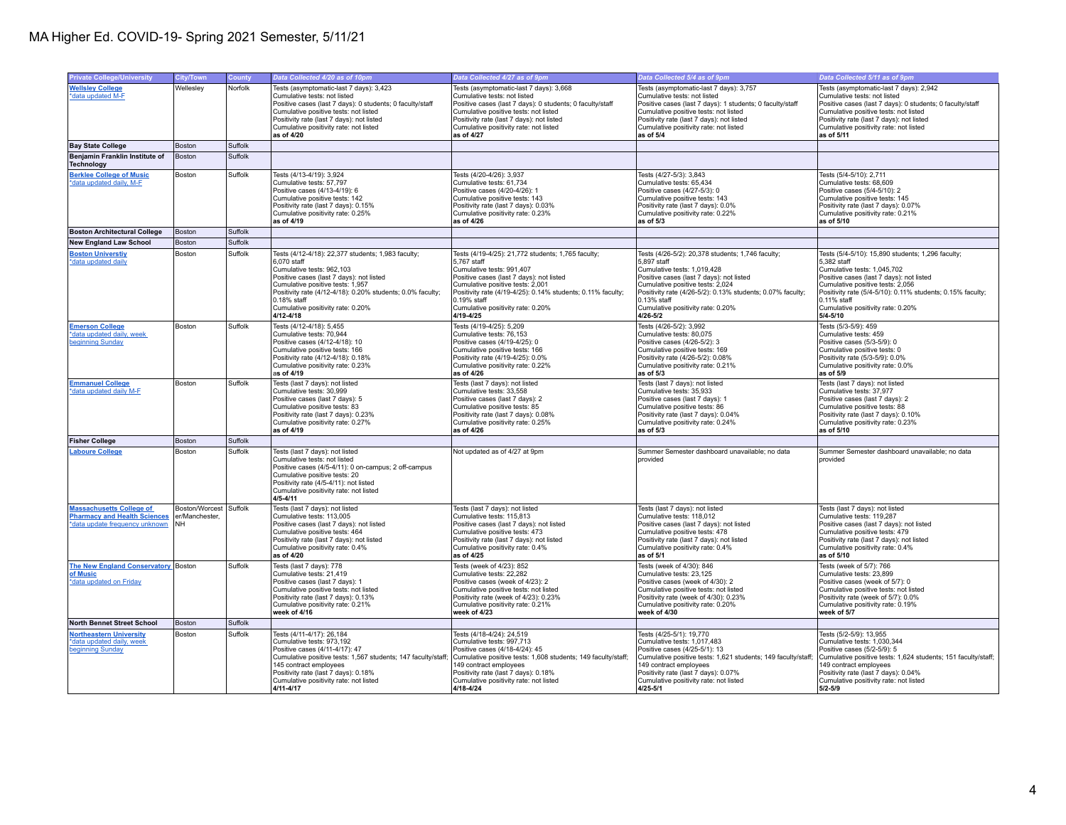# MA Higher Ed. COVID-19- Spring 2021 Semester, 5/11/21

| Private College/University | City/Town | County | Data Collected 4/20 as of 10pm | Data Collected 4/27 as of 9pm | Data Collected 5/4 as of 9pm | Data Collected 5/11 as of 9pm |
|---|---|---|---|---|---|---|
| Wellesley College<br>*data updated M-F | Wellesley | Norfolk | Tests (asymptomatic-last 7 days): 3,423<br>Cumulative tests: not listed<br>Positive cases (last 7 days): 0 students; 0 faculty/staff<br>Cumulative positive tests: not listed<br>Positivity rate (last 7 days): not listed<br>Cumulative positivity rate: not listed<br>**as of 4/20** | Tests (asymptomatic-last 7 days): 3,668<br>Cumulative tests: not listed<br>Positive cases (last 7 days): 0 students; 0 faculty/staff<br>Cumulative positive tests: not listed<br>Positivity rate (last 7 days): not listed<br>Cumulative positivity rate: not listed<br>**as of 4/27** | Tests (asymptomatic-last 7 days): 3,757<br>Cumulative tests: not listed<br>Positive cases (last 7 days): 1 students; 0 faculty/staff<br>Cumulative positive tests: not listed<br>Positivity rate (last 7 days): not listed<br>Cumulative positivity rate: not listed<br>**as of 5/4** | Tests (asymptomatic-last 7 days): 2,942<br>Cumulative tests: not listed<br>Positive cases (last 7 days): 0 students; 0 faculty/staff<br>Cumulative positive tests: not listed<br>Positivity rate (last 7 days): not listed<br>Cumulative positivity rate: not listed<br>**as of 5/11** |
| **Bay State College** | Boston | Suffolk | | | | |
| **Benjamin Franklin Institute of Technology** | Boston | Suffolk | | | | |
| Berklee College of Music<br>*data updated daily, M-F | Boston | Suffolk | Tests (4/13-4/19): 3,924<br>Cumulative tests: 57,797<br>Positive cases (4/13-4/19): 6<br>Cumulative positive tests: 142<br>Positivity rate (last 7 days): 0.15%<br>Cumulative positivity rate: 0.25%<br>**as of 4/19** | Tests (4/20-4/26): 3,937<br>Cumulative tests: 61,734<br>Positive cases (4/20-4/26): 1<br>Cumulative positive tests: 143<br>Positivity rate (last 7 days): 0.03%<br>Cumulative positivity rate: 0.23%<br>**as of 4/26** | Tests (4/27-5/3): 3,843<br>Cumulative tests: 65,434<br>Positive cases (4/27-5/3): 0<br>Cumulative positive tests: 143<br>Positivity rate (last 7 days): 0.0%<br>Cumulative positivity rate: 0.22%<br>**as of 5/3** | Tests (5/4-5/10): 2,711<br>Cumulative tests: 68,609<br>Positive cases (5/4-5/10): 2<br>Cumulative positive tests: 145<br>Positivity rate (last 7 days): 0.07%<br>Cumulative positivity rate: 0.21%<br>**as of 5/10** |
| **Boston Architectural College** | Boston | Suffolk | | | | |
| **New England Law School** | Boston | Suffolk | | | | |
| Boston Universtiy<br>*data updated daily | Boston | Suffolk | Tests (4/12-4/18): 22,377 students; 1,983 faculty; 6,070 staff<br>Cumulative tests: 962,103<br>Positive cases (last 7 days): not listed<br>Cumulative positive tests: 1,957<br>Positivity rate (4/12-4/18): 0.20% students; 0.0% faculty; 0.18% staff<br>Cumulative positivity rate: 0.20%<br>**4/12-4/18** | Tests (4/19-4/25): 21,772 students; 1,765 faculty; 5,767 staff<br>Cumulative tests: 991,407<br>Positive cases (last 7 days): not listed<br>Cumulative positive tests: 2,001<br>Positivity rate (4/19-4/25): 0.14% students; 0.11% faculty; 0.19% staff<br>Cumulative positivity rate: 0.20%<br>**4/19-4/25** | Tests (4/26-5/2): 20,378 students; 1,746 faculty; 5,897 staff<br>Cumulative tests: 1,019,428<br>Positive cases (last 7 days): not listed<br>Cumulative positive tests: 2,024<br>Positivity rate (4/26-5/2): 0.13% students; 0.07% faculty; 0.13% staff<br>Cumulative positivity rate: 0.20%<br>**4/26-5/2** | Tests (5/4-5/10): 15,890 students; 1,296 faculty; 5,382 staff<br>Cumulative tests: 1,045,702<br>Positive cases (last 7 days): not listed<br>Cumulative positive tests: 2,056<br>Positivity rate (5/4-5/10): 0.11% students; 0.15% faculty; 0.11% staff<br>Cumulative positivity rate: 0.20%<br>**5/4-5/10** |
| Emerson College<br>*data updated daily, week beginning Sunday | Boston | Suffolk | Tests (4/12-4/18): 5,455<br>Cumulative tests: 70,944<br>Positive cases (4/12-4/18): 10<br>Cumulative positive tests: 166<br>Positivity rate (4/12-4/18): 0.18%<br>Cumulative positivity rate: 0.23%<br>**as of 4/19** | Tests (4/19-4/25): 5,209<br>Cumulative tests: 76,153<br>Positive cases (4/19-4/25): 0<br>Cumulative positive tests: 166<br>Positivity rate (4/19-4/25): 0.0%<br>Cumulative positivity rate: 0.22%<br>**as of 4/26** | Tests (4/26-5/2): 3,992<br>Cumulative tests: 80,075<br>Positive cases (4/26-5/2): 3<br>Cumulative positive tests: 169<br>Positivity rate (4/26-5/2): 0.08%<br>Cumulative positivity rate: 0.21%<br>**as of 5/3** | Tests (5/3-5/9): 459<br>Cumulative tests: 459<br>Positive cases (5/3-5/9): 0<br>Cumulative positive tests: 0<br>Positivity rate (5/3-5/9): 0.0%<br>Cumulative positivity rate: 0.0%<br>**as of 5/9** |
| Emmanuel College<br>*data updated daily M-F | Boston | Suffolk | Tests (last 7 days): not listed<br>Cumulative tests: 30,999<br>Positive cases (last 7 days): 5<br>Cumulative positive tests: 83<br>Positivity rate (last 7 days): 0.23%<br>Cumulative positivity rate: 0.27%<br>**as of 4/19** | Tests (last 7 days): not listed<br>Cumulative tests: 33,558<br>Positive cases (last 7 days): 2<br>Cumulative positive tests: 85<br>Positivity rate (last 7 days): 0.08%<br>Cumulative positivity rate: 0.25%<br>**as of 4/26** | Tests (last 7 days): not listed<br>Cumulative tests: 35,933<br>Positive cases (last 7 days): 1<br>Cumulative positive tests: 86<br>Positivity rate (last 7 days): 0.04%<br>Cumulative positivity rate: 0.24%<br>**as of 5/3** | Tests (last 7 days): not listed<br>Cumulative tests: 37,977<br>Positive cases (last 7 days): 2<br>Cumulative positive tests: 88<br>Positivity rate (last 7 days): 0.10%<br>Cumulative positivity rate: 0.23%<br>**as of 5/10** |
| **Fisher College** | Boston | Suffolk | | | | |
| Laboure College | Boston | Suffolk | Tests (last 7 days): not listed<br>Cumulative tests: not listed<br>Positive cases (4/5-4/11): 0 on-campus; 2 off-campus<br>Cumulative positive tests: 20<br>Positivity rate (4/5-4/11): not listed<br>Cumulative positivity rate: not listed<br>**4/5-4/11** | Not updated as of 4/27 at 9pm | Summer Semester dashboard unavailable; no data provided | Summer Semester dashboard unavailable; no data provided |
| Massachusetts College of Pharmacy and Health Sciences<br>*data update frequency unknown | Boston/Worcester/Manchester, NH | Suffolk | Tests (last 7 days): not listed<br>Cumulative tests: 113,005<br>Positive cases (last 7 days): not listed<br>Cumulative positive tests: 464<br>Positivity rate (last 7 days): not listed<br>Cumulative positivity rate: 0.4%<br>**as of 4/20** | Tests (last 7 days): not listed<br>Cumulative tests: 115,813<br>Positive cases (last 7 days): not listed<br>Cumulative positive tests: 473<br>Positivity rate (last 7 days): not listed<br>Cumulative positivity rate: 0.4%<br>**as of 4/25** | Tests (last 7 days): not listed<br>Cumulative tests: 118,012<br>Positive cases (last 7 days): not listed<br>Cumulative positive tests: 478<br>Positivity rate (last 7 days): not listed<br>Cumulative positivity rate: 0.4%<br>**as of 5/1** | Tests (last 7 days): not listed<br>Cumulative tests: 119,287<br>Positive cases (last 7 days): not listed<br>Cumulative positive tests: 479<br>Positivity rate (last 7 days): not listed<br>Cumulative positivity rate: 0.4%<br>**as of 5/10** |
| The New England Conservatory of Music<br>*data updated on Friday | Boston | Suffolk | Tests (last 7 days): 778<br>Cumulative tests: 21,419<br>Positive cases (last 7 days): 1<br>Cumulative positive tests: not listed<br>Positivity rate (last 7 days): 0.13%<br>Cumulative positivity rate: 0.21%<br>**week of 4/16** | Tests (week of 4/23): 852<br>Cumulative tests: 22,282<br>Positive cases (week of 4/23): 2<br>Cumulative positive tests: not listed<br>Positivity rate (week of 4/23): 0.23%<br>Cumulative positivity rate: 0.21%<br>**week of 4/23** | Tests (week of 4/30): 846<br>Cumulative tests: 23,125<br>Positive cases (week of 4/30): 2<br>Cumulative positive tests: not listed<br>Positivity rate (week of 4/30): 0.23%<br>Cumulative positivity rate: 0.20%<br>**week of 4/30** | Tests (week of 5/7): 766<br>Cumulative tests: 23,899<br>Positive cases (week of 5/7): 0<br>Cumulative positive tests: not listed<br>Positivity rate (week of 5/7): 0.0%<br>Cumulative positivity rate: 0.19%<br>**week of 5/7** |
| **North Bennet Street School** | Boston | Suffolk | | | | |
| Northeastern University<br>*data updated daily, week beginning Sunday | Boston | Suffolk | Tests (4/11-4/17): 26,184<br>Cumulative tests: 973,192<br>Positive cases (4/11-4/17): 47<br>Cumulative positive tests: 1,567 students; 147 faculty/staff; 145 contract employees<br>Positivity rate (last 7 days): 0.18%<br>Cumulative positivity rate: not listed<br>**4/11-4/17** | Tests (4/18-4/24): 24,519<br>Cumulative tests: 997,713<br>Positive cases (4/18-4/24): 45<br>Cumulative positive tests: 1,608 students; 149 faculty/staff; 149 contract employees<br>Positivity rate (last 7 days): 0.18%<br>Cumulative positivity rate: not listed<br>**4/18-4/24** | Tests (4/25-5/1): 19,770<br>Cumulative tests: 1,017,483<br>Positive cases (4/25-5/1): 13<br>Cumulative positive tests: 1,621 students; 149 faculty/staff; 149 contract employees<br>Positivity rate (last 7 days): 0.07%<br>Cumulative positivity rate: not listed<br>**4/25-5/1** | Tests (5/2-5/9): 13,955<br>Cumulative tests: 1,030,344<br>Positive cases (5/2-5/9): 5<br>Cumulative positive tests: 1,624 students; 151 faculty/staff; 149 contract employees<br>Positivity rate (last 7 days): 0.04%<br>Cumulative positivity rate: not listed<br>**5/2-5/9** |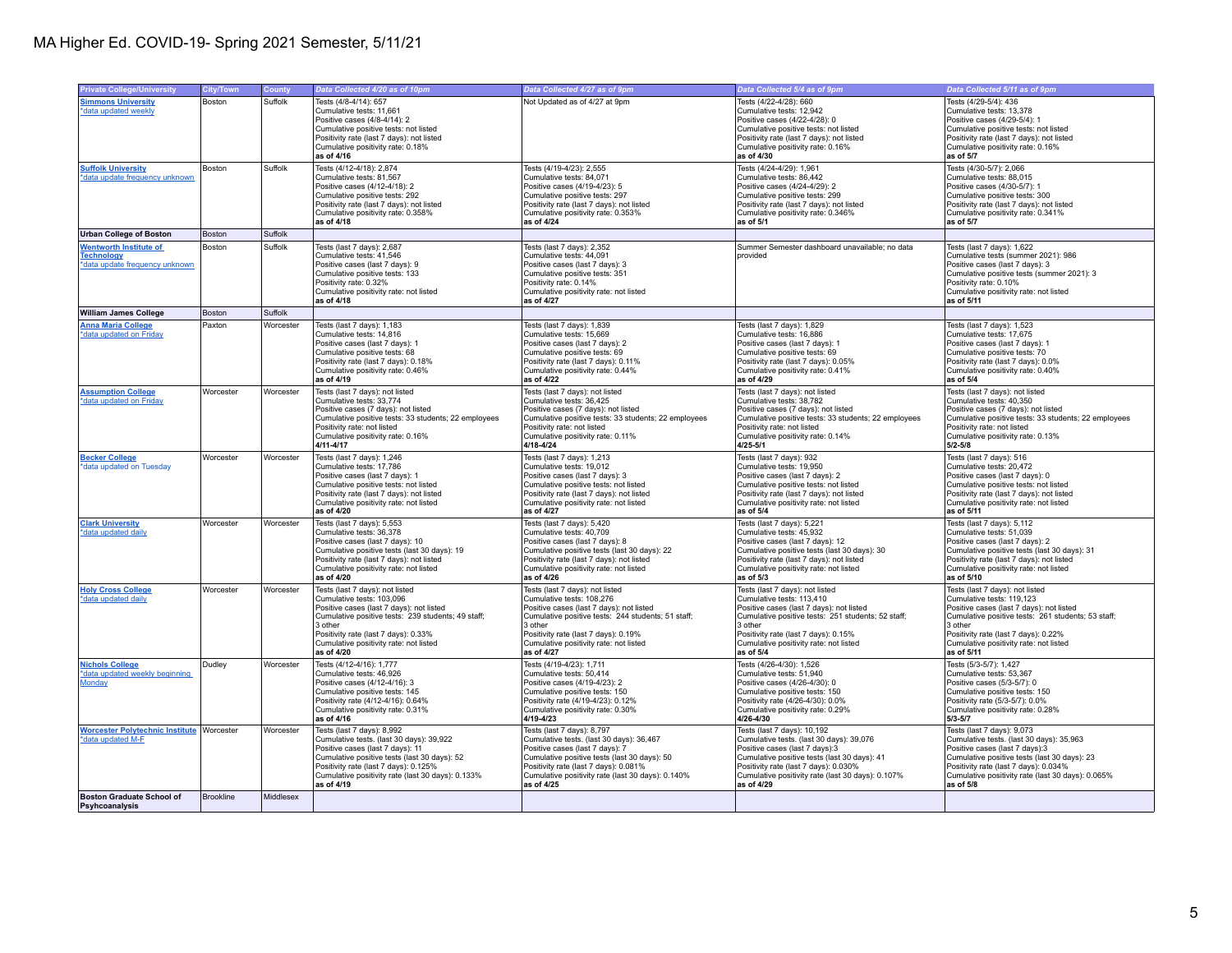# MA Higher Ed. COVID-19- Spring 2021 Semester, 5/11/21

| Private College/University | City/Town | County | Data Collected 4/20 as of 10pm | Data Collected 4/27 as of 9pm | Data Collected 5/4 as of 9pm | Data Collected 5/11 as of 9pm |
|---|---|---|---|---|---|---|
| **Simmons University** *data updated weekly | Boston | Suffolk | Tests (4/8-4/14): 657<br>Cumulative tests: 11,661<br>Positive cases (4/8-4/14): 2<br>Cumulative positive tests: not listed<br>Positivity rate (last 7 days): not listed<br>Cumulative positivity rate: 0.18%<br>**as of 4/16** | Not Updated as of 4/27 at 9pm | Tests (4/22-4/28): 660<br>Cumulative tests: 12,942<br>Positive cases (4/22-4/28): 0<br>Cumulative positive tests: not listed<br>Positivity rate (last 7 days): not listed<br>Cumulative positivity rate: 0.16%<br>**as of 4/30** | Tests (4/29-5/4): 436<br>Cumulative tests: 13,378<br>Positive cases (4/29-5/4): 1<br>Cumulative positive tests: not listed<br>Positivity rate (last 7 days): not listed<br>Cumulative positivity rate: 0.16%<br>**as of 5/7** |
| **Suffolk University** *data update frequency unknown | Boston | Suffolk | Tests (4/12-4/18): 2,874<br>Cumulative tests: 81,567<br>Positive cases (4/12-4/18): 2<br>Cumulative positive tests: 292<br>Positivity rate (last 7 days): not listed<br>Cumulative positivity rate: 0.358%<br>**as of 4/18** | Tests (4/19-4/23): 2,555<br>Cumulative tests: 84,071<br>Positive cases (4/19-4/23): 5<br>Cumulative positive tests: 297<br>Positivity rate (last 7 days): not listed<br>Cumulative positivity rate: 0.353%<br>**as of 4/24** | Tests (4/24-4/29): 1,961<br>Cumulative tests: 86,442<br>Positive cases (4/24-4/29): 2<br>Cumulative positive tests: 299<br>Positivity rate (last 7 days): not listed<br>Cumulative positivity rate: 0.346%<br>**as of 5/1** | Tests (4/30-5/7): 2,066<br>Cumulative tests: 88,015<br>Positive cases (4/30-5/7): 1<br>Cumulative positive tests: 300<br>Positivity rate (last 7 days): not listed<br>Cumulative positivity rate: 0.341%<br>**as of 5/7** |
| **Urban College of Boston** | Boston | Suffolk | | | | |
| **Wentworth Institute of Technology** *data update frequency unknown | Boston | Suffolk | Tests (last 7 days): 2,687<br>Cumulative tests: 41,546<br>Positive cases (last 7 days): 9<br>Cumulative positive tests: 133<br>Positivity rate: 0.32%<br>Cumulative positivity rate: not listed<br>**as of 4/18** | Tests (last 7 days): 2,352<br>Cumulative tests: 44,091<br>Positive cases (last 7 days): 3<br>Cumulative positive tests: 351<br>Positivity rate: 0.14%<br>Cumulative positivity rate: not listed<br>**as of 4/27** | Summer Semester dashboard unavailable; no data provided | Tests (last 7 days): 1,622<br>Cumulative tests (summer 2021): 986<br>Positive cases (last 7 days): 3<br>Cumulative positive tests (summer 2021): 3<br>Positivity rate: 0.10%<br>Cumulative positivity rate: not listed<br>**as of 5/11** |
| **William James College** | Boston | Suffolk | | | | |
| **Anna Maria College** *data updated on Friday | Paxton | Worcester | Tests (last 7 days): 1,183<br>Cumulative tests: 14,816<br>Positive cases (last 7 days): 1<br>Cumulative positive tests: 68<br>Positivity rate (last 7 days): 0.18%<br>Cumulative positivity rate: 0.46%<br>**as of 4/19** | Tests (last 7 days): 1,839<br>Cumulative tests: 15,669<br>Positive cases (last 7 days): 2<br>Cumulative positive tests: 69<br>Positivity rate (last 7 days): 0.11%<br>Cumulative positivity rate: 0.44%<br>**as of 4/22** | Tests (last 7 days): 1,829<br>Cumulative tests: 16,886<br>Positive cases (last 7 days): 1<br>Cumulative positive tests: 69<br>Positivity rate (last 7 days): 0.05%<br>Cumulative positivity rate: 0.41%<br>**as of 4/29** | Tests (last 7 days): 1,523<br>Cumulative tests: 17,675<br>Positive cases (last 7 days): 1<br>Cumulative positive tests: 70<br>Positivity rate (last 7 days): 0.0%<br>Cumulative positivity rate: 0.40%<br>**as of 5/4** |
| **Assumption College** *data updated on Friday | Worcester | Worcester | Tests (last 7 days): not listed<br>Cumulative tests: 33,774<br>Positive cases (7 days): not listed<br>Cumulative positive tests: 33 students; 22 employees<br>Positivity rate: not listed<br>Cumulative positivity rate: 0.16%<br>**4/11-4/17** | Tests (last 7 days): not listed<br>Cumulative tests: 36,425<br>Positive cases (7 days): not listed<br>Cumulative positive tests: 33 students; 22 employees<br>Positivity rate: not listed<br>Cumulative positivity rate: 0.11%<br>**4/18-4/24** | Tests (last 7 days): not listed<br>Cumulative tests: 38,782<br>Positive cases (7 days): not listed<br>Cumulative positive tests: 33 students; 22 employees<br>Positivity rate: not listed<br>Cumulative positivity rate: 0.14%<br>**4/25-5/1** | Tests (last 7 days): not listed<br>Cumulative tests: 40,350<br>Positive cases (7 days): not listed<br>Cumulative positive tests: 33 students; 22 employees<br>Positivity rate: not listed<br>Cumulative positivity rate: 0.13%<br>**5/2-5/8** |
| **Becker College** *data updated on Tuesday | Worcester | Worcester | Tests (last 7 days): 1,246<br>Cumulative tests: 17,786<br>Positive cases (last 7 days): 1<br>Cumulative positive tests: not listed<br>Positivity rate (last 7 days): not listed<br>Cumulative positivity rate: not listed<br>**as of 4/20** | Tests (last 7 days): 1,213<br>Cumulative tests: 19,012<br>Positive cases (last 7 days): 3<br>Cumulative positive tests: not listed<br>Positivity rate (last 7 days): not listed<br>Cumulative positivity rate: not listed<br>**as of 4/27** | Tests (last 7 days): 932<br>Cumulative tests: 19,950<br>Positive cases (last 7 days): 2<br>Cumulative positive tests: not listed<br>Positivity rate (last 7 days): not listed<br>Cumulative positivity rate: not listed<br>**as of 5/4** | Tests (last 7 days): 516<br>Cumulative tests: 20,472<br>Positive cases (last 7 days): 0<br>Cumulative positive tests: not listed<br>Positivity rate (last 7 days): not listed<br>Cumulative positivity rate: not listed<br>**as of 5/11** |
| **Clark University** *data updated daily | Worcester | Worcester | Tests (last 7 days): 5,553<br>Cumulative tests: 36,378<br>Positive cases (last 7 days): 10<br>Cumulative positive tests (last 30 days): 19<br>Positivity rate (last 7 days): not listed<br>Cumulative positivity rate: not listed<br>**as of 4/20** | Tests (last 7 days): 5,420<br>Cumulative tests: 40,709<br>Positive cases (last 7 days): 8<br>Cumulative positive tests (last 30 days): 22<br>Positivity rate (last 7 days): not listed<br>Cumulative positivity rate: not listed<br>**as of 4/26** | Tests (last 7 days): 5,221<br>Cumulative tests: 45,932<br>Positive cases (last 7 days): 12<br>Cumulative positive tests (last 30 days): 30<br>Positivity rate (last 7 days): not listed<br>Cumulative positivity rate: not listed<br>**as of 5/3** | Tests (last 7 days): 5,112<br>Cumulative tests: 51,039<br>Positive cases (last 7 days): 2<br>Cumulative positive tests (last 30 days): 31<br>Positivity rate (last 7 days): not listed<br>Cumulative positivity rate: not listed<br>**as of 5/10** |
| **Holy Cross College** *data updated daily | Worcester | Worcester | Tests (last 7 days): not listed<br>Cumulative tests: 103,096<br>Positive cases (last 7 days): not listed<br>Cumulative positive tests: 239 students; 49 staff; 3 other<br>Positivity rate (last 7 days): 0.33%<br>Cumulative positivity rate: not listed<br>**as of 4/20** | Tests (last 7 days): not listed<br>Cumulative tests: 108,276<br>Positive cases (last 7 days): not listed<br>Cumulative positive tests: 244 students; 51 staff; 3 other<br>Positivity rate (last 7 days): 0.19%<br>Cumulative positivity rate: not listed<br>**as of 4/27** | Tests (last 7 days): not listed<br>Cumulative tests: 113,410<br>Positive cases (last 7 days): not listed<br>Cumulative positive tests: 251 students; 52 staff; 3 other<br>Positivity rate (last 7 days): 0.15%<br>Cumulative positivity rate: not listed<br>**as of 5/4** | Tests (last 7 days): not listed<br>Cumulative tests: 119,123<br>Positive cases (last 7 days): not listed<br>Cumulative positive tests: 261 students; 53 staff; 3 other<br>Positivity rate (last 7 days): 0.22%<br>Cumulative positivity rate: not listed<br>**as of 5/11** |
| **Nichols College** *data updated weekly beginning Monday | Dudley | Worcester | Tests (4/12-4/16): 1,777<br>Cumulative tests: 46,926<br>Positive cases (4/12-4/16): 3<br>Cumulative positive tests: 145<br>Positivity rate (4/12-4/16): 0.64%<br>Cumulative positivity rate: 0.31%<br>**as of 4/16** | Tests (4/19-4/23): 1,711<br>Cumulative tests: 50,414<br>Positive cases (4/19-4/23): 2<br>Cumulative positive tests: 150<br>Positivity rate (4/19-4/23): 0.12%<br>Cumulative positivity rate: 0.30%<br>**4/19-4/23** | Tests (4/26-4/30): 1,526<br>Cumulative tests: 51,940<br>Positive cases (4/26-4/30): 0<br>Cumulative positive tests: 150<br>Positivity rate (4/26-4/30): 0.0%<br>Cumulative positivity rate: 0.29%<br>**4/26-4/30** | Tests (5/3-5/7): 1,427<br>Cumulative tests: 53,367<br>Positive cases (5/3-5/7): 0<br>Cumulative positive tests: 150<br>Positivity rate (5/3-5/7): 0.0%<br>Cumulative positivity rate: 0.28%<br>**5/3-5/7** |
| **Worcester Polytechnic Institute** *data updated M-F | Worcester | Worcester | Tests (last 7 days): 8,992<br>Cumulative tests. (last 30 days): 39,922<br>Positive cases (last 7 days): 11<br>Cumulative positive tests (last 30 days): 52<br>Positivity rate (last 7 days): 0.125%<br>Cumulative positivity rate (last 30 days): 0.133%<br>**as of 4/19** | Tests (last 7 days): 8,797<br>Cumulative tests. (last 30 days): 36,467<br>Positive cases (last 7 days): 7<br>Cumulative positive tests (last 30 days): 50<br>Positivity rate (last 7 days): 0.081%<br>Cumulative positivity rate (last 30 days): 0.140%<br>**as of 4/25** | Tests (last 7 days): 10,192<br>Cumulative tests. (last 30 days): 39,076<br>Positive cases (last 7 days):3<br>Cumulative positive tests (last 30 days): 41<br>Positivity rate (last 7 days): 0.030%<br>Cumulative positivity rate (last 30 days): 0.107%<br>**as of 4/29** | Tests (last 7 days): 9,073<br>Cumulative tests. (last 30 days): 35,963<br>Positive cases (last 7 days):3<br>Cumulative positive tests (last 30 days): 23<br>Positivity rate (last 7 days): 0.034%<br>Cumulative positivity rate (last 30 days): 0.065%<br>**as of 5/8** |
| **Boston Graduate School of Pshycoanalysis** | Brookline | Middlesex | | | | |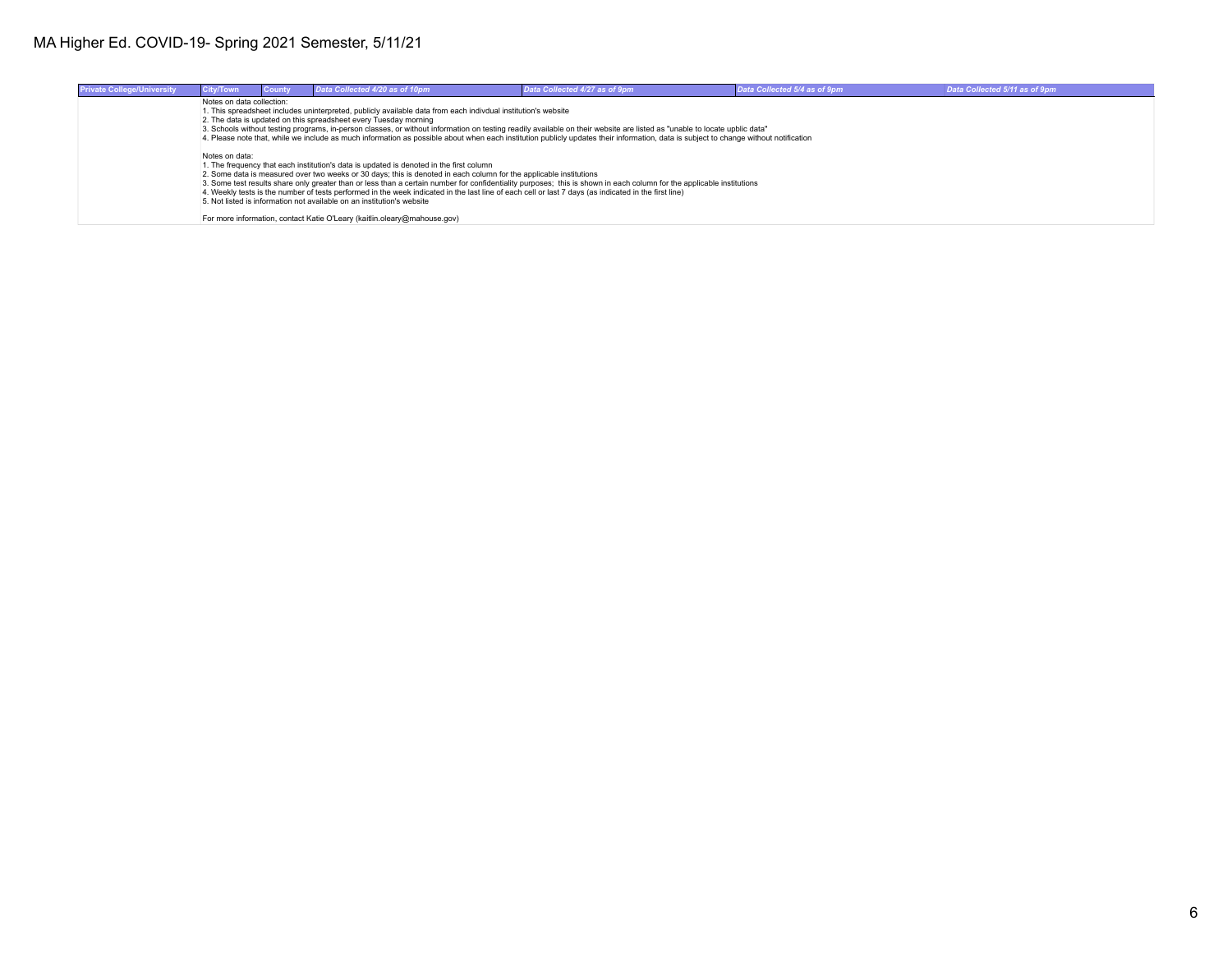MA Higher Ed. COVID-19- Spring 2021 Semester, 5/11/21

| Private College/University | City/Town | County | Data Collected 4/20 as of 10pm | Data Collected 4/27 as of 9pm | Data Collected 5/4 as of 9pm | Data Collected 5/11 as of 9pm |
|---|---|---|---|---|---|---|
| | Notes on data collection:<br>1. This spreadsheet includes uninterpreted, publicly available data from each indivdual institution's website<br>2. The data is updated on this spreadsheet every Tuesday morning<br>3. Schools without testing programs, in-person classes, or without information on testing readily available on their website are listed as "unable to locate upblic data"<br>4. Please note that, while we include as much information as possible about when each institution publicly updates their information, data is subject to change without notification<br><br>Notes on data:<br>1. The frequency that each institution's data is updated is denoted in the first column<br>2. Some data is measured over two weeks or 30 days; this is denoted in each column for the applicable institutions<br>3. Some test results share only greater than or less than a certain number for confidentiality purposes; this is shown in each column for the applicable institutions<br>4. Weekly tests is the number of tests performed in the week indicated in the last line of each cell or last 7 days (as indicated in the first line)<br>5. Not listed is information not available on an institution's website<br><br>For more information, contact Katie O'Leary (kaitlin.oleary@mahouse.gov) | | | | | |